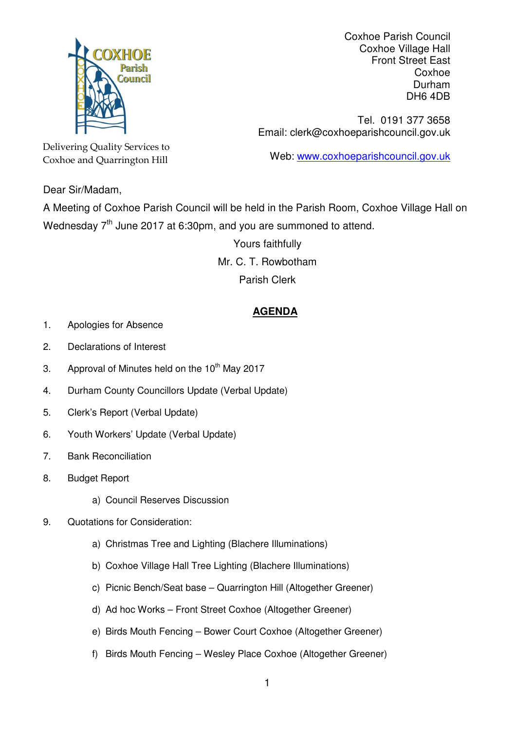COXHOE Parish Council

Delivering Quality Services to
Coxhoe and Quarrington Hill

Coxhoe Parish Council
Coxhoe Village Hall
Front Street East
Coxhoe
Durham
DH6 4DB

Tel. 0191 377 3658
Email: clerk@coxhoeparishcouncil.gov.uk

Web: www.coxhoeparishcouncil.gov.uk

Dear Sir/Madam,

A Meeting of Coxhoe Parish Council will be held in the Parish Room, Coxhoe Village Hall on Wednesday 7th June 2017 at 6:30pm, and you are summoned to attend.

Yours faithfully

Mr. C. T. Rowbotham

Parish Clerk

## AGENDA

1. Apologies for Absence
2. Declarations of Interest
3. Approval of Minutes held on the 10th May 2017
4. Durham County Councillors Update (Verbal Update)
5. Clerk's Report (Verbal Update)
6. Youth Workers' Update (Verbal Update)
7. Bank Reconciliation
8. Budget Report
   a) Council Reserves Discussion
9. Quotations for Consideration:
   a) Christmas Tree and Lighting (Blachere Illuminations)
   b) Coxhoe Village Hall Tree Lighting (Blachere Illuminations)
   c) Picnic Bench/Seat base – Quarrington Hill (Altogether Greener)
   d) Ad hoc Works – Front Street Coxhoe (Altogether Greener)
   e) Birds Mouth Fencing – Bower Court Coxhoe (Altogether Greener)
   f) Birds Mouth Fencing – Wesley Place Coxhoe (Altogether Greener)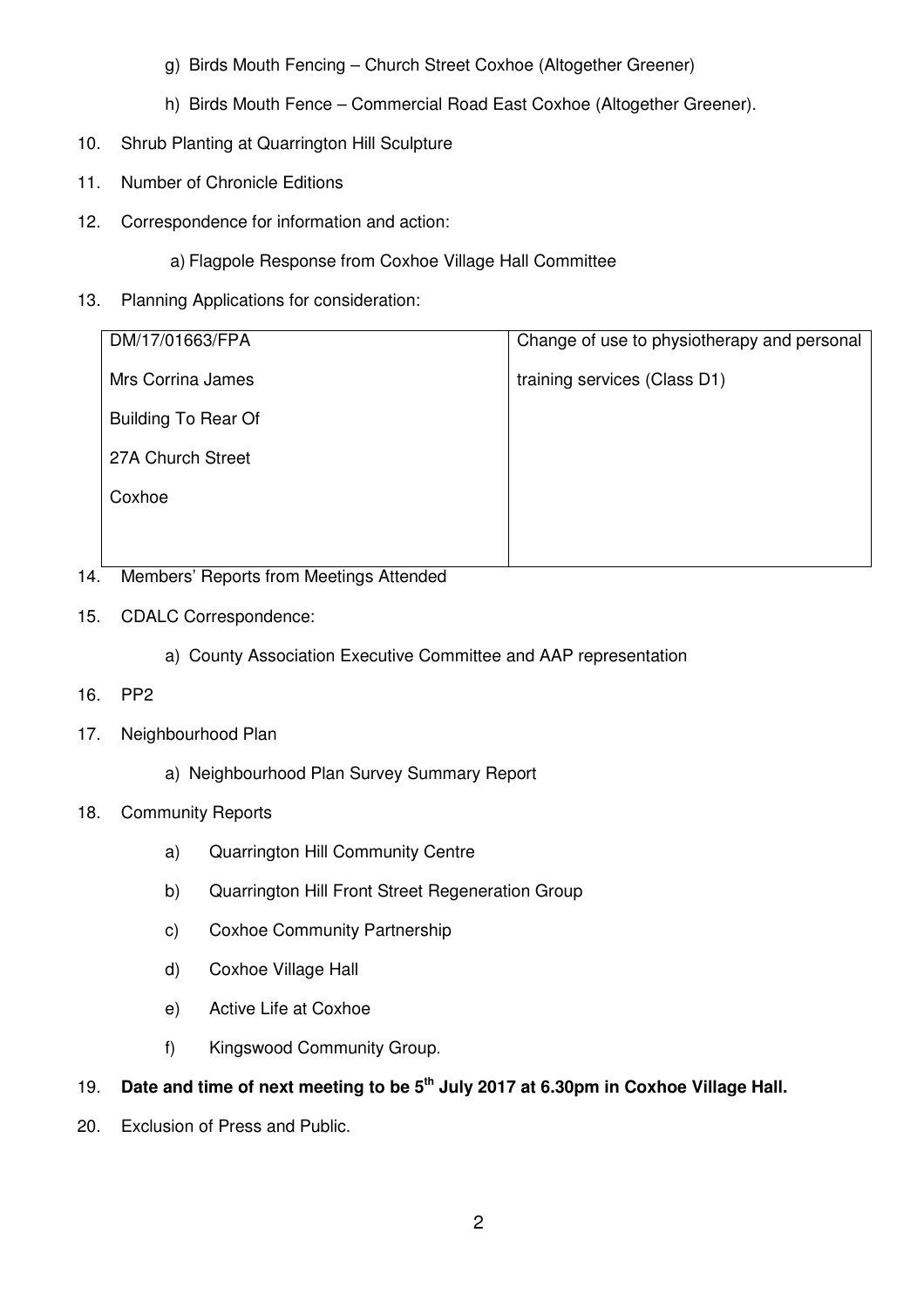g) Birds Mouth Fencing – Church Street Coxhoe (Altogether Greener)

h) Birds Mouth Fence – Commercial Road East Coxhoe (Altogether Greener).

10. Shrub Planting at Quarrington Hill Sculpture

11. Number of Chronicle Editions

12. Correspondence for information and action:

    a) Flagpole Response from Coxhoe Village Hall Committee

13. Planning Applications for consideration:

| | |
|---|---|
| DM/17/01663/FPA<br>Mrs Corrina James<br>Building To Rear Of<br>27A Church Street<br>Coxhoe | Change of use to physiotherapy and personal training services (Class D1) |

14. Members' Reports from Meetings Attended

15. CDALC Correspondence:

    a) County Association Executive Committee and AAP representation

16. PP2

17. Neighbourhood Plan

    a) Neighbourhood Plan Survey Summary Report

18. Community Reports

    a) Quarrington Hill Community Centre

    b) Quarrington Hill Front Street Regeneration Group

    c) Coxhoe Community Partnership

    d) Coxhoe Village Hall

    e) Active Life at Coxhoe

    f) Kingswood Community Group.

19. **Date and time of next meeting to be 5th July 2017 at 6.30pm in Coxhoe Village Hall.**

20. Exclusion of Press and Public.